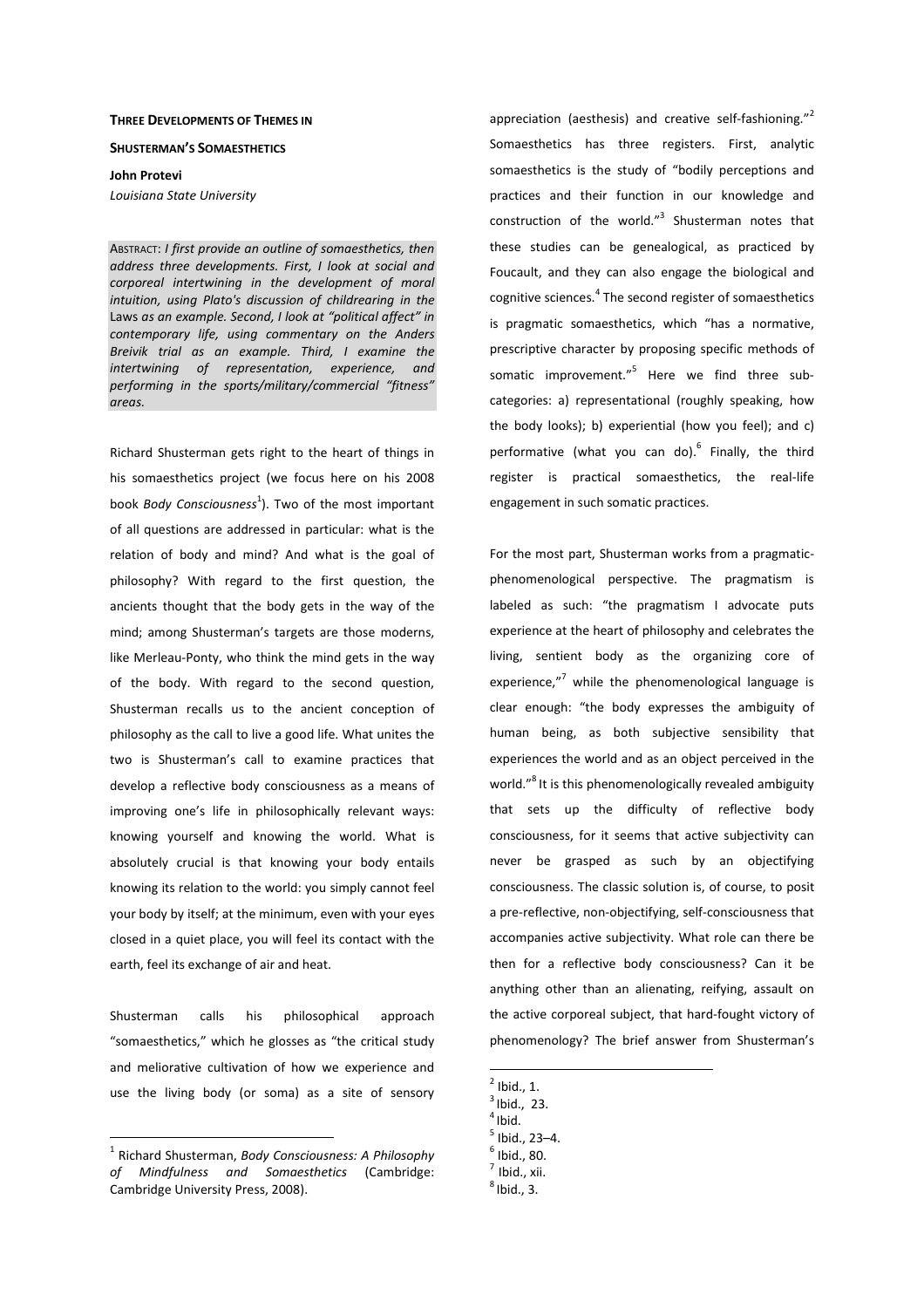# THREE DEVELOPMENTS OF THEMES IN SHUSTERMAN'S SOMAESTHETICS

**John Protevi**
*Louisiana State University*

ABSTRACT: *I first provide an outline of somaesthetics, then address three developments. First, I look at social and corporeal intertwining in the development of moral intuition, using Plato's discussion of childrearing in the* Laws *as an example. Second, I look at "political affect" in contemporary life, using commentary on the Anders Breivik trial as an example. Third, I examine the intertwining of representation, experience, and performing in the sports/military/commercial "fitness" areas.*

Richard Shusterman gets right to the heart of things in his somaesthetics project (we focus here on his 2008 book *Body Consciousness*[1]). Two of the most important of all questions are addressed in particular: what is the relation of body and mind? And what is the goal of philosophy? With regard to the first question, the ancients thought that the body gets in the way of the mind; among Shusterman's targets are those moderns, like Merleau-Ponty, who think the mind gets in the way of the body. With regard to the second question, Shusterman recalls us to the ancient conception of philosophy as the call to live a good life. What unites the two is Shusterman's call to examine practices that develop a reflective body consciousness as a means of improving one's life in philosophically relevant ways: knowing yourself and knowing the world. What is absolutely crucial is that knowing your body entails knowing its relation to the world: you simply cannot feel your body by itself; at the minimum, even with your eyes closed in a quiet place, you will feel its contact with the earth, feel its exchange of air and heat.

Shusterman calls his philosophical approach "somaesthetics," which he glosses as "the critical study and meliorative cultivation of how we experience and use the living body (or soma) as a site of sensory appreciation (aesthesis) and creative self-fashioning."[2] Somaesthetics has three registers. First, analytic somaesthetics is the study of "bodily perceptions and practices and their function in our knowledge and construction of the world."[3] Shusterman notes that these studies can be genealogical, as practiced by Foucault, and they can also engage the biological and cognitive sciences.[4] The second register of somaesthetics is pragmatic somaesthetics, which "has a normative, prescriptive character by proposing specific methods of somatic improvement."[5] Here we find three sub-categories: a) representational (roughly speaking, how the body looks); b) experiential (how you feel); and c) performative (what you can do).[6] Finally, the third register is practical somaesthetics, the real-life engagement in such somatic practices.

For the most part, Shusterman works from a pragmatic-phenomenological perspective. The pragmatism is labeled as such: "the pragmatism I advocate puts experience at the heart of philosophy and celebrates the living, sentient body as the organizing core of experience,"[7] while the phenomenological language is clear enough: "the body expresses the ambiguity of human being, as both subjective sensibility that experiences the world and as an object perceived in the world."[8] It is this phenomenologically revealed ambiguity that sets up the difficulty of reflective body consciousness, for it seems that active subjectivity can never be grasped as such by an objectifying consciousness. The classic solution is, of course, to posit a pre-reflective, non-objectifying, self-consciousness that accompanies active subjectivity. What role can there be then for a reflective body consciousness? Can it be anything other than an alienating, reifying, assault on the active corporeal subject, that hard-fought victory of phenomenology? The brief answer from Shusterman's

---

[1] Richard Shusterman, *Body Consciousness: A Philosophy of Mindfulness and Somaesthetics* (Cambridge: Cambridge University Press, 2008).

[2] Ibid., 1.

[3] Ibid., 23.

[4] Ibid.

[5] Ibid., 23–4.

[6] Ibid., 80.

[7] Ibid., xii.

[8] Ibid., 3.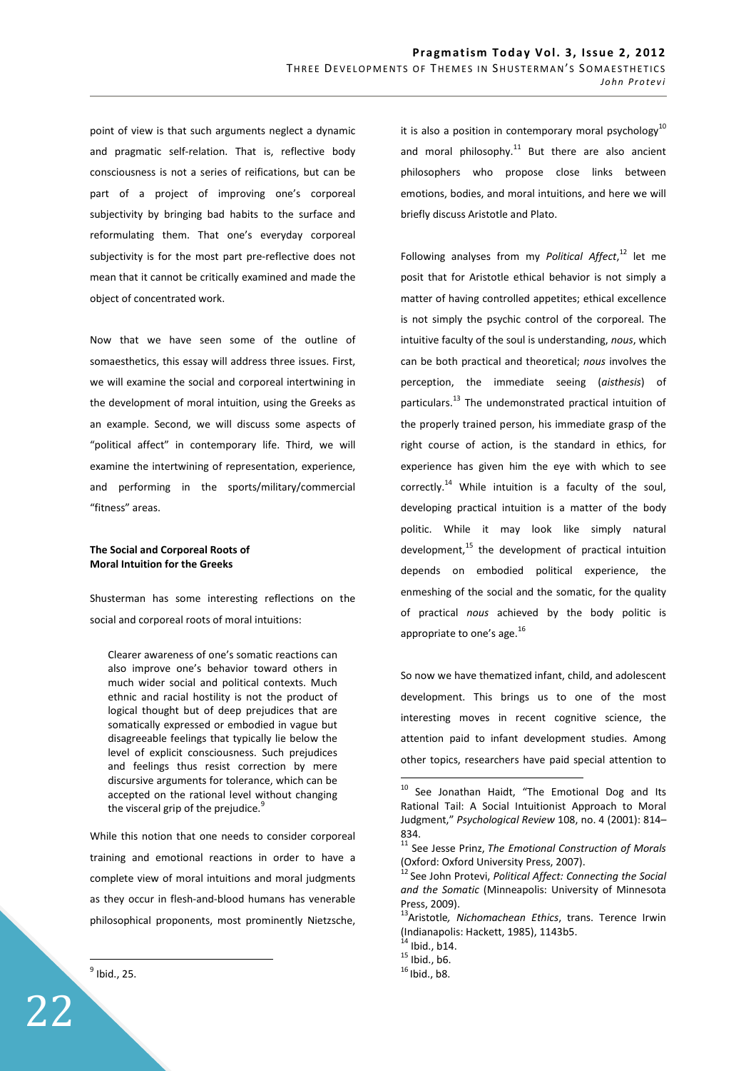point of view is that such arguments neglect a dynamic and pragmatic self-relation. That is, reflective body consciousness is not a series of reifications, but can be part of a project of improving one's corporeal subjectivity by bringing bad habits to the surface and reformulating them. That one's everyday corporeal subjectivity is for the most part pre-reflective does not mean that it cannot be critically examined and made the object of concentrated work.

Now that we have seen some of the outline of somaesthetics, this essay will address three issues. First, we will examine the social and corporeal intertwining in the development of moral intuition, using the Greeks as an example. Second, we will discuss some aspects of "political affect" in contemporary life. Third, we will examine the intertwining of representation, experience, and performing in the sports/military/commercial "fitness" areas.

### The Social and Corporeal Roots of Moral Intuition for the Greeks

Shusterman has some interesting reflections on the social and corporeal roots of moral intuitions:

> Clearer awareness of one's somatic reactions can also improve one's behavior toward others in much wider social and political contexts. Much ethnic and racial hostility is not the product of logical thought but of deep prejudices that are somatically expressed or embodied in vague but disagreeable feelings that typically lie below the level of explicit consciousness. Such prejudices and feelings thus resist correction by mere discursive arguments for tolerance, which can be accepted on the rational level without changing the visceral grip of the prejudice.[9]

While this notion that one needs to consider corporeal training and emotional reactions in order to have a complete view of moral intuitions and moral judgments as they occur in flesh-and-blood humans has venerable philosophical proponents, most prominently Nietzsche, it is also a position in contemporary moral psychology[10] and moral philosophy.[11] But there are also ancient philosophers who propose close links between emotions, bodies, and moral intuitions, and here we will briefly discuss Aristotle and Plato.

Following analyses from my *Political Affect*,[12] let me posit that for Aristotle ethical behavior is not simply a matter of having controlled appetites; ethical excellence is not simply the psychic control of the corporeal. The intuitive faculty of the soul is understanding, *nous*, which can be both practical and theoretical; *nous* involves the perception, the immediate seeing (*aisthesis*) of particulars.[13] The undemonstrated practical intuition of the properly trained person, his immediate grasp of the right course of action, is the standard in ethics, for experience has given him the eye with which to see correctly.[14] While intuition is a faculty of the soul, developing practical intuition is a matter of the body politic. While it may look like simply natural development,[15] the development of practical intuition depends on embodied political experience, the enmeshing of the social and the somatic, for the quality of practical *nous* achieved by the body politic is appropriate to one's age.[16]

So now we have thematized infant, child, and adolescent development. This brings us to one of the most interesting moves in recent cognitive science, the attention paid to infant development studies. Among other topics, researchers have paid special attention to

---

[9] Ibid., 25.

[10] See Jonathan Haidt, "The Emotional Dog and Its Rational Tail: A Social Intuitionist Approach to Moral Judgment," *Psychological Review* 108, no. 4 (2001): 814–834.

[11] See Jesse Prinz, *The Emotional Construction of Morals* (Oxford: Oxford University Press, 2007).

[12] See John Protevi, *Political Affect: Connecting the Social and the Somatic* (Minneapolis: University of Minnesota Press, 2009).

[13] Aristotle, *Nichomachean Ethics*, trans. Terence Irwin (Indianapolis: Hackett, 1985), 1143b5.

[14] Ibid., b14.

[15] Ibid., b6.

[16] Ibid., b8.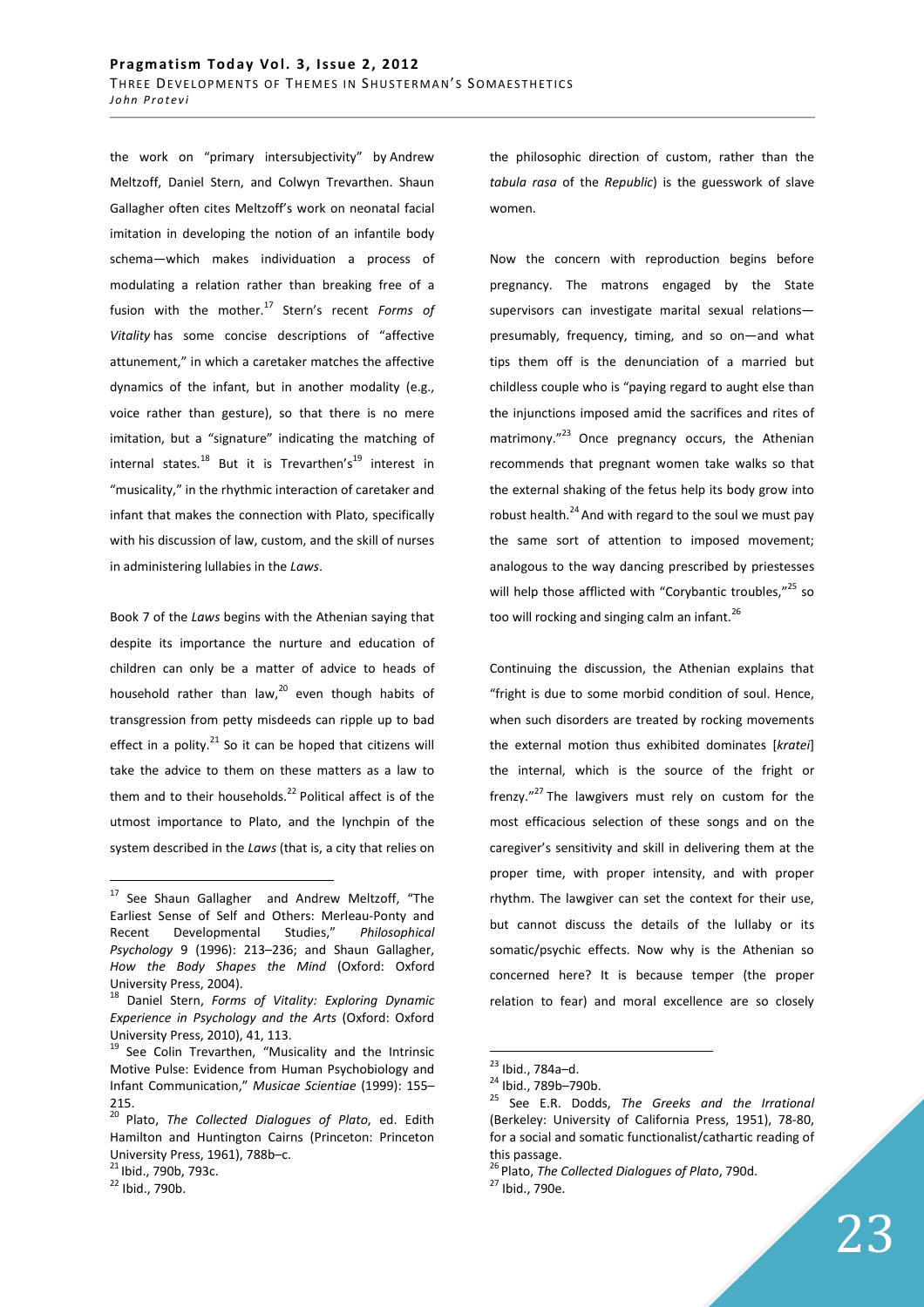the work on "primary intersubjectivity" by Andrew Meltzoff, Daniel Stern, and Colwyn Trevarthen. Shaun Gallagher often cites Meltzoff's work on neonatal facial imitation in developing the notion of an infantile body schema—which makes individuation a process of modulating a relation rather than breaking free of a fusion with the mother.[17] Stern's recent *Forms of Vitality* has some concise descriptions of "affective attunement," in which a caretaker matches the affective dynamics of the infant, but in another modality (e.g., voice rather than gesture), so that there is no mere imitation, but a "signature" indicating the matching of internal states.[18] But it is Trevarthen's[19] interest in "musicality," in the rhythmic interaction of caretaker and infant that makes the connection with Plato, specifically with his discussion of law, custom, and the skill of nurses in administering lullabies in the *Laws*.

Book 7 of the *Laws* begins with the Athenian saying that despite its importance the nurture and education of children can only be a matter of advice to heads of household rather than law,[20] even though habits of transgression from petty misdeeds can ripple up to bad effect in a polity.[21] So it can be hoped that citizens will take the advice to them on these matters as a law to them and to their households.[22] Political affect is of the utmost importance to Plato, and the lynchpin of the system described in the *Laws* (that is, a city that relies on the philosophic direction of custom, rather than the *tabula rasa* of the *Republic*) is the guesswork of slave women.

Now the concern with reproduction begins before pregnancy. The matrons engaged by the State supervisors can investigate marital sexual relations—presumably, frequency, timing, and so on—and what tips them off is the denunciation of a married but childless couple who is "paying regard to aught else than the injunctions imposed amid the sacrifices and rites of matrimony."[23] Once pregnancy occurs, the Athenian recommends that pregnant women take walks so that the external shaking of the fetus help its body grow into robust health.[24] And with regard to the soul we must pay the same sort of attention to imposed movement; analogous to the way dancing prescribed by priestesses will help those afflicted with "Corybantic troubles,"[25] so too will rocking and singing calm an infant.[26]

Continuing the discussion, the Athenian explains that "fright is due to some morbid condition of soul. Hence, when such disorders are treated by rocking movements the external motion thus exhibited dominates [*kratei*] the internal, which is the source of the fright or frenzy."[27] The lawgivers must rely on custom for the most efficacious selection of these songs and on the caregiver's sensitivity and skill in delivering them at the proper time, with proper intensity, and with proper rhythm. The lawgiver can set the context for their use, but cannot discuss the details of the lullaby or its somatic/psychic effects. Now why is the Athenian so concerned here? It is because temper (the proper relation to fear) and moral excellence are so closely

---

[17] See Shaun Gallagher and Andrew Meltzoff, "The Earliest Sense of Self and Others: Merleau-Ponty and Recent Developmental Studies," *Philosophical Psychology* 9 (1996): 213–236; and Shaun Gallagher, *How the Body Shapes the Mind* (Oxford: Oxford University Press, 2004).

[18] Daniel Stern, *Forms of Vitality: Exploring Dynamic Experience in Psychology and the Arts* (Oxford: Oxford University Press, 2010), 41, 113.

[19] See Colin Trevarthen, "Musicality and the Intrinsic Motive Pulse: Evidence from Human Psychobiology and Infant Communication," *Musicae Scientiae* (1999): 155–215.

[20] Plato, *The Collected Dialogues of Plato*, ed. Edith Hamilton and Huntington Cairns (Princeton: Princeton University Press, 1961), 788b–c.

[21] Ibid., 790b, 793c.

[22] Ibid., 790b.

[23] Ibid., 784a–d.

[24] Ibid., 789b–790b.

[25] See E.R. Dodds, *The Greeks and the Irrational* (Berkeley: University of California Press, 1951), 78-80, for a social and somatic functionalist/cathartic reading of this passage.

[26] Plato, *The Collected Dialogues of Plato*, 790d.

[27] Ibid., 790e.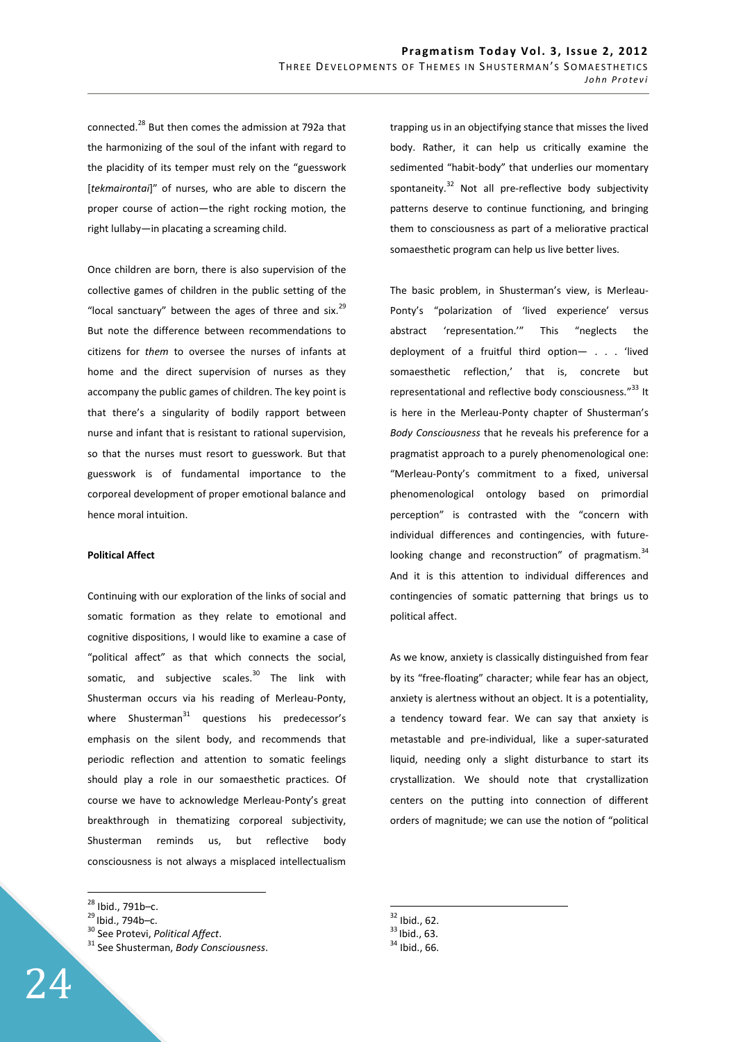connected.[28] But then comes the admission at 792a that the harmonizing of the soul of the infant with regard to the placidity of its temper must rely on the "guesswork [*tekmairontai*]" of nurses, who are able to discern the proper course of action—the right rocking motion, the right lullaby—in placating a screaming child.

Once children are born, there is also supervision of the collective games of children in the public setting of the "local sanctuary" between the ages of three and six.[29] But note the difference between recommendations to citizens for *them* to oversee the nurses of infants at home and the direct supervision of nurses as they accompany the public games of children. The key point is that there's a singularity of bodily rapport between nurse and infant that is resistant to rational supervision, so that the nurses must resort to guesswork. But that guesswork is of fundamental importance to the corporeal development of proper emotional balance and hence moral intuition.

**Political Affect**

Continuing with our exploration of the links of social and somatic formation as they relate to emotional and cognitive dispositions, I would like to examine a case of "political affect" as that which connects the social, somatic, and subjective scales.[30] The link with Shusterman occurs via his reading of Merleau-Ponty, where Shusterman[31] questions his predecessor's emphasis on the silent body, and recommends that periodic reflection and attention to somatic feelings should play a role in our somaesthetic practices. Of course we have to acknowledge Merleau-Ponty's great breakthrough in thematizing corporeal subjectivity, Shusterman reminds us, but reflective body consciousness is not always a misplaced intellectualism trapping us in an objectifying stance that misses the lived body. Rather, it can help us critically examine the sedimented "habit-body" that underlies our momentary spontaneity.[32] Not all pre-reflective body subjectivity patterns deserve to continue functioning, and bringing them to consciousness as part of a meliorative practical somaesthetic program can help us live better lives.

The basic problem, in Shusterman's view, is Merleau-Ponty's "polarization of 'lived experience' versus abstract 'representation.'" This "neglects the deployment of a fruitful third option— . . . 'lived somaesthetic reflection,' that is, concrete but representational and reflective body consciousness."[33] It is here in the Merleau-Ponty chapter of Shusterman's *Body Consciousness* that he reveals his preference for a pragmatist approach to a purely phenomenological one: "Merleau-Ponty's commitment to a fixed, universal phenomenological ontology based on primordial perception" is contrasted with the "concern with individual differences and contingencies, with future-looking change and reconstruction" of pragmatism.[34] And it is this attention to individual differences and contingencies of somatic patterning that brings us to political affect.

As we know, anxiety is classically distinguished from fear by its "free-floating" character; while fear has an object, anxiety is alertness without an object. It is a potentiality, a tendency toward fear. We can say that anxiety is metastable and pre-individual, like a super-saturated liquid, needing only a slight disturbance to start its crystallization. We should note that crystallization centers on the putting into connection of different orders of magnitude; we can use the notion of "political

---

[28] Ibid., 791b–c.

[29] Ibid., 794b–c.

[30] See Protevi, *Political Affect*.

[31] See Shusterman, *Body Consciousness*.

[32] Ibid., 62.

[33] Ibid., 63.

[34] Ibid., 66.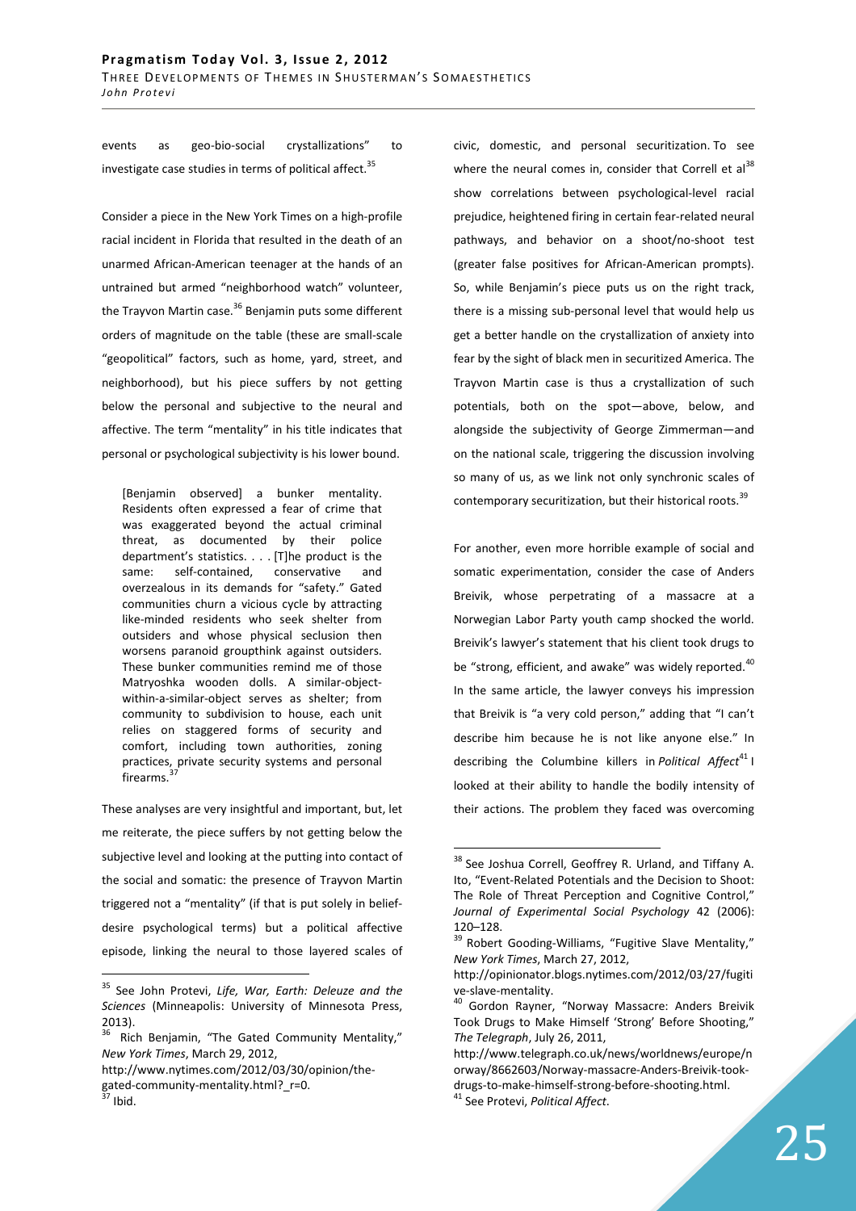events as geo-bio-social crystallizations" to investigate case studies in terms of political affect.[35]

Consider a piece in the New York Times on a high-profile racial incident in Florida that resulted in the death of an unarmed African-American teenager at the hands of an untrained but armed "neighborhood watch" volunteer, the Trayvon Martin case.[36] Benjamin puts some different orders of magnitude on the table (these are small-scale "geopolitical" factors, such as home, yard, street, and neighborhood), but his piece suffers by not getting below the personal and subjective to the neural and affective. The term "mentality" in his title indicates that personal or psychological subjectivity is his lower bound.

> [Benjamin observed] a bunker mentality. Residents often expressed a fear of crime that was exaggerated beyond the actual criminal threat, as documented by their police department's statistics. . . . [T]he product is the same: self-contained, conservative and overzealous in its demands for "safety." Gated communities churn a vicious cycle by attracting like-minded residents who seek shelter from outsiders and whose physical seclusion then worsens paranoid groupthink against outsiders. These bunker communities remind me of those Matryoshka wooden dolls. A similar-object-within-a-similar-object serves as shelter; from community to subdivision to house, each unit relies on staggered forms of security and comfort, including town authorities, zoning practices, private security systems and personal firearms.[37]

These analyses are very insightful and important, but, let me reiterate, the piece suffers by not getting below the subjective level and looking at the putting into contact of the social and somatic: the presence of Trayvon Martin triggered not a "mentality" (if that is put solely in belief-desire psychological terms) but a political affective episode, linking the neural to those layered scales of civic, domestic, and personal securitization. To see where the neural comes in, consider that Correll et al[38] show correlations between psychological-level racial prejudice, heightened firing in certain fear-related neural pathways, and behavior on a shoot/no-shoot test (greater false positives for African-American prompts). So, while Benjamin's piece puts us on the right track, there is a missing sub-personal level that would help us get a better handle on the crystallization of anxiety into fear by the sight of black men in securitized America. The Trayvon Martin case is thus a crystallization of such potentials, both on the spot—above, below, and alongside the subjectivity of George Zimmerman—and on the national scale, triggering the discussion involving so many of us, as we link not only synchronic scales of contemporary securitization, but their historical roots.[39]

For another, even more horrible example of social and somatic experimentation, consider the case of Anders Breivik, whose perpetrating of a massacre at a Norwegian Labor Party youth camp shocked the world. Breivik's lawyer's statement that his client took drugs to be "strong, efficient, and awake" was widely reported.[40] In the same article, the lawyer conveys his impression that Breivik is "a very cold person," adding that "I can't describe him because he is not like anyone else." In describing the Columbine killers in *Political Affect*[41] I looked at their ability to handle the bodily intensity of their actions. The problem they faced was overcoming

---

[35] See John Protevi, *Life, War, Earth: Deleuze and the Sciences* (Minneapolis: University of Minnesota Press, 2013).

[36] Rich Benjamin, "The Gated Community Mentality," *New York Times*, March 29, 2012, http://www.nytimes.com/2012/03/30/opinion/the-gated-community-mentality.html?_r=0.

[37] Ibid.

[38] See Joshua Correll, Geoffrey R. Urland, and Tiffany A. Ito, "Event-Related Potentials and the Decision to Shoot: The Role of Threat Perception and Cognitive Control," *Journal of Experimental Social Psychology* 42 (2006): 120–128.

[39] Robert Gooding-Williams, "Fugitive Slave Mentality," *New York Times*, March 27, 2012, http://opinionator.blogs.nytimes.com/2012/03/27/fugitive-slave-mentality.

[40] Gordon Rayner, "Norway Massacre: Anders Breivik Took Drugs to Make Himself 'Strong' Before Shooting," *The Telegraph*, July 26, 2011, http://www.telegraph.co.uk/news/worldnews/europe/norway/8662603/Norway-massacre-Anders-Breivik-took-drugs-to-make-himself-strong-before-shooting.html.

[41] See Protevi, *Political Affect*.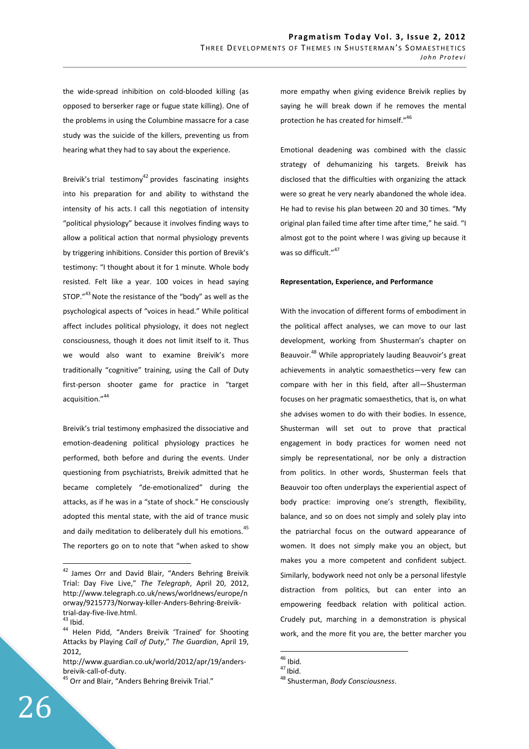the wide-spread inhibition on cold-blooded killing (as opposed to berserker rage or fugue state killing). One of the problems in using the Columbine massacre for a case study was the suicide of the killers, preventing us from hearing what they had to say about the experience.

Breivik's trial testimony[42] provides fascinating insights into his preparation for and ability to withstand the intensity of his acts. I call this negotiation of intensity "political physiology" because it involves finding ways to allow a political action that normal physiology prevents by triggering inhibitions. Consider this portion of Brevik's testimony: "I thought about it for 1 minute. Whole body resisted. Felt like a year. 100 voices in head saying STOP."[43] Note the resistance of the "body" as well as the psychological aspects of "voices in head." While political affect includes political physiology, it does not neglect consciousness, though it does not limit itself to it. Thus we would also want to examine Breivik's more traditionally "cognitive" training, using the Call of Duty first-person shooter game for practice in "target acquisition."[44]

Breivik's trial testimony emphasized the dissociative and emotion-deadening political physiology practices he performed, both before and during the events. Under questioning from psychiatrists, Breivik admitted that he became completely "de-emotionalized" during the attacks, as if he was in a "state of shock." He consciously adopted this mental state, with the aid of trance music and daily meditation to deliberately dull his emotions.[45] The reporters go on to note that "when asked to show more empathy when giving evidence Breivik replies by saying he will break down if he removes the mental protection he has created for himself."[46]

Emotional deadening was combined with the classic strategy of dehumanizing his targets. Breivik has disclosed that the difficulties with organizing the attack were so great he very nearly abandoned the whole idea. He had to revise his plan between 20 and 30 times. "My original plan failed time after time after time," he said. "I almost got to the point where I was giving up because it was so difficult."[47]

**Representation, Experience, and Performance**

With the invocation of different forms of embodiment in the political affect analyses, we can move to our last development, working from Shusterman's chapter on Beauvoir.[48] While appropriately lauding Beauvoir's great achievements in analytic somaesthetics—very few can compare with her in this field, after all—Shusterman focuses on her pragmatic somaesthetics, that is, on what she advises women to do with their bodies. In essence, Shusterman will set out to prove that practical engagement in body practices for women need not simply be representational, nor be only a distraction from politics. In other words, Shusterman feels that Beauvoir too often underplays the experiential aspect of body practice: improving one's strength, flexibility, balance, and so on does not simply and solely play into the patriarchal focus on the outward appearance of women. It does not simply make you an object, but makes you a more competent and confident subject. Similarly, bodywork need not only be a personal lifestyle distraction from politics, but can enter into an empowering feedback relation with political action. Crudely put, marching in a demonstration is physical work, and the more fit you are, the better marcher you

---

[42] James Orr and David Blair, "Anders Behring Breivik Trial: Day Five Live," *The Telegraph*, April 20, 2012, http://www.telegraph.co.uk/news/worldnews/europe/norway/9215773/Norway-killer-Anders-Behring-Breivik-trial-day-five-live.html.

[43] Ibid.

[44] Helen Pidd, "Anders Breivik 'Trained' for Shooting Attacks by Playing *Call of Duty*," *The Guardian*, April 19, 2012, http://www.guardian.co.uk/world/2012/apr/19/anders-breivik-call-of-duty.

[45] Orr and Blair, "Anders Behring Breivik Trial."

[46] Ibid.

[47] Ibid.

[48] Shusterman, *Body Consciousness*.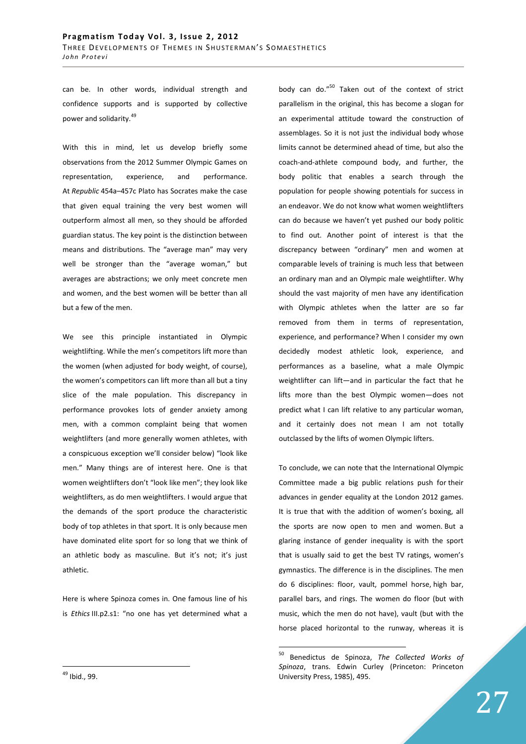can be. In other words, individual strength and confidence supports and is supported by collective power and solidarity.[49]

With this in mind, let us develop briefly some observations from the 2012 Summer Olympic Games on representation, experience, and performance. At *Republic* 454a–457c Plato has Socrates make the case that given equal training the very best women will outperform almost all men, so they should be afforded guardian status. The key point is the distinction between means and distributions. The "average man" may very well be stronger than the "average woman," but averages are abstractions; we only meet concrete men and women, and the best women will be better than all but a few of the men.

We see this principle instantiated in Olympic weightlifting. While the men's competitors lift more than the women (when adjusted for body weight, of course), the women's competitors can lift more than all but a tiny slice of the male population. This discrepancy in performance provokes lots of gender anxiety among men, with a common complaint being that women weightlifters (and more generally women athletes, with a conspicuous exception we'll consider below) "look like men." Many things are of interest here. One is that women weightlifters don't "look like men"; they look like weightlifters, as do men weightlifters. I would argue that the demands of the sport produce the characteristic body of top athletes in that sport. It is only because men have dominated elite sport for so long that we think of an athletic body as masculine. But it's not; it's just athletic.

Here is where Spinoza comes in. One famous line of his is *Ethics* III.p2.s1: "no one has yet determined what a body can do."[50] Taken out of the context of strict parallelism in the original, this has become a slogan for an experimental attitude toward the construction of assemblages. So it is not just the individual body whose limits cannot be determined ahead of time, but also the coach-and-athlete compound body, and further, the body politic that enables a search through the population for people showing potentials for success in an endeavor. We do not know what women weightlifters can do because we haven't yet pushed our body politic to find out. Another point of interest is that the discrepancy between "ordinary" men and women at comparable levels of training is much less that between an ordinary man and an Olympic male weightlifter. Why should the vast majority of men have any identification with Olympic athletes when the latter are so far removed from them in terms of representation, experience, and performance? When I consider my own decidedly modest athletic look, experience, and performances as a baseline, what a male Olympic weightlifter can lift—and in particular the fact that he lifts more than the best Olympic women—does not predict what I can lift relative to any particular woman, and it certainly does not mean I am not totally outclassed by the lifts of women Olympic lifters.

To conclude, we can note that the International Olympic Committee made a big public relations push for their advances in gender equality at the London 2012 games. It is true that with the addition of women's boxing, all the sports are now open to men and women. But a glaring instance of gender inequality is with the sport that is usually said to get the best TV ratings, women's gymnastics. The difference is in the disciplines. The men do 6 disciplines: floor, vault, pommel horse, high bar, parallel bars, and rings. The women do floor (but with music, which the men do not have), vault (but with the horse placed horizontal to the runway, whereas it is

---

[49] Ibid., 99.

[50] Benedictus de Spinoza, *The Collected Works of Spinoza*, trans. Edwin Curley (Princeton: Princeton University Press, 1985), 495.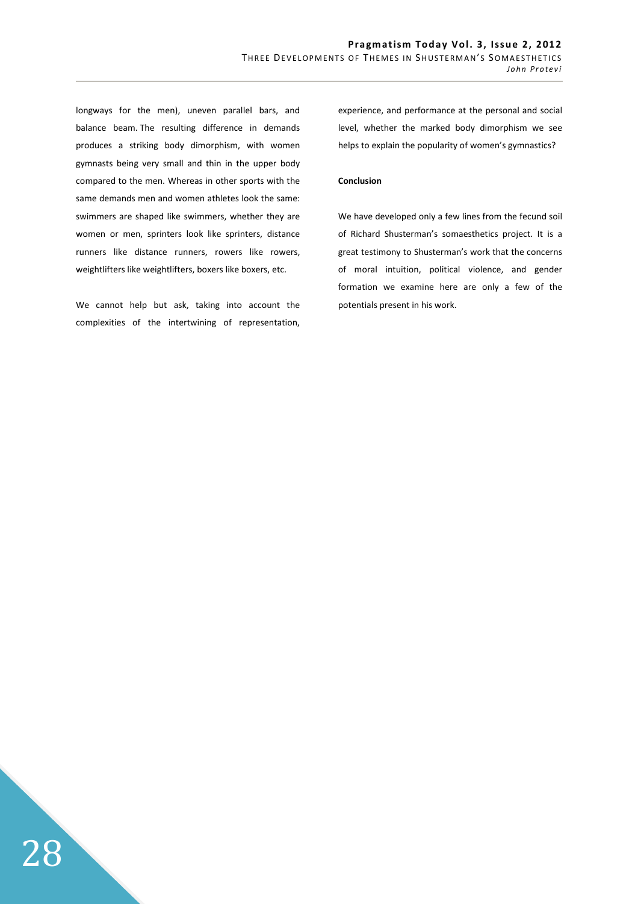longways for the men), uneven parallel bars, and balance beam. The resulting difference in demands produces a striking body dimorphism, with women gymnasts being very small and thin in the upper body compared to the men. Whereas in other sports with the same demands men and women athletes look the same: swimmers are shaped like swimmers, whether they are women or men, sprinters look like sprinters, distance runners like distance runners, rowers like rowers, weightlifters like weightlifters, boxers like boxers, etc.

We cannot help but ask, taking into account the complexities of the intertwining of representation, experience, and performance at the personal and social level, whether the marked body dimorphism we see helps to explain the popularity of women's gymnastics?

**Conclusion**

We have developed only a few lines from the fecund soil of Richard Shusterman's somaesthetics project. It is a great testimony to Shusterman's work that the concerns of moral intuition, political violence, and gender formation we examine here are only a few of the potentials present in his work.